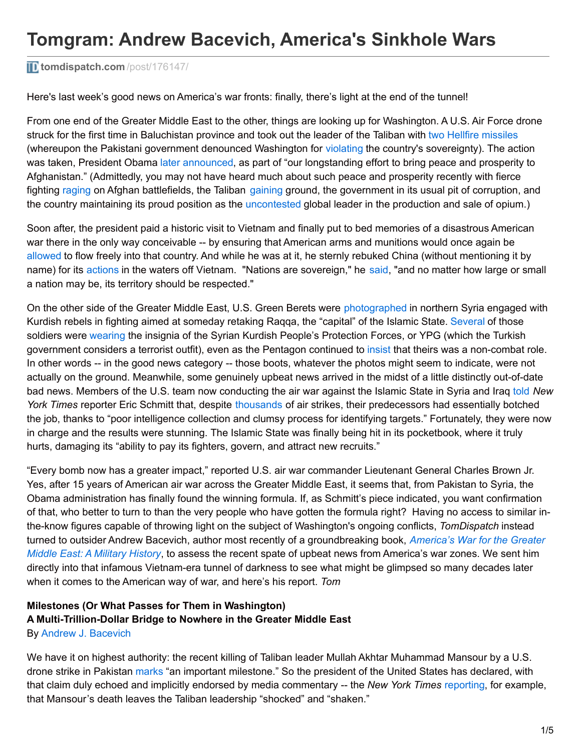# Tomgram: Andrew Bacevich, America's Sinkhole Wars

tomdispatch.com/post/176147/

Here's last week's good news on America's war fronts: finally, there's light at the end of the tunnel!

From one end of the Greater Middle East to the other, things are looking up for Washington. A U.S. Air Force drone struck for the first time in Baluchistan province and took out the leader of the Taliban with two Hellfire missiles (whereupon the Pakistani government denounced Washington for violating the country's sovereignty). The action was taken, President Obama later announced, as part of "our longstanding effort to bring peace and prosperity to Afghanistan." (Admittedly, you may not have heard much about such peace and prosperity recently with fierce fighting raging on Afghan battlefields, the Taliban gaining ground, the government in its usual pit of corruption, and the country maintaining its proud position as the uncontested global leader in the production and sale of opium.)

Soon after, the president paid a historic visit to Vietnam and finally put to bed memories of a disastrous American war there in the only way conceivable -- by ensuring that American arms and munitions would once again be allowed to flow freely into that country. And while he was at it, he sternly rebuked China (without mentioning it by name) for its actions in the waters off Vietnam. "Nations are sovereign," he said, "and no matter how large or small a nation may be, its territory should be respected."

On the other side of the Greater Middle East, U.S. Green Berets were photographed in northern Syria engaged with Kurdish rebels in fighting aimed at someday retaking Raqqa, the "capital" of the Islamic State. Several of those soldiers were wearing the insignia of the Syrian Kurdish People's Protection Forces, or YPG (which the Turkish government considers a terrorist outfit), even as the Pentagon continued to insist that theirs was a non-combat role. In other words -- in the good news category -- those boots, whatever the photos might seem to indicate, were not actually on the ground. Meanwhile, some genuinely upbeat news arrived in the midst of a little distinctly out-of-date bad news. Members of the U.S. team now conducting the air war against the Islamic State in Syria and Iraq told *New York Times* reporter Eric Schmitt that, despite thousands of air strikes, their predecessors had essentially botched the job, thanks to "poor intelligence collection and clumsy process for identifying targets." Fortunately, they were now in charge and the results were stunning. The Islamic State was finally being hit in its pocketbook, where it truly hurts, damaging its "ability to pay its fighters, govern, and attract new recruits."

"Every bomb now has a greater impact," reported U.S. air war commander Lieutenant General Charles Brown Jr. Yes, after 15 years of American air war across the Greater Middle East, it seems that, from Pakistan to Syria, the Obama administration has finally found the winning formula. If, as Schmitt's piece indicated, you want confirmation of that, who better to turn to than the very people who have gotten the formula right? Having no access to similar in-the-know figures capable of throwing light on the subject of Washington's ongoing conflicts, *TomDispatch* instead turned to outsider Andrew Bacevich, author most recently of a groundbreaking book, *America's War for the Greater Middle East: A Military History*, to assess the recent spate of upbeat news from America's war zones. We sent him directly into that infamous Vietnam-era tunnel of darkness to see what might be glimpsed so many decades later when it comes to the American way of war, and here's his report. *Tom*

**Milestones (Or What Passes for Them in Washington)**
**A Multi-Trillion-Dollar Bridge to Nowhere in the Greater Middle East**
By Andrew J. Bacevich

We have it on highest authority: the recent killing of Taliban leader Mullah Akhtar Muhammad Mansour by a U.S. drone strike in Pakistan marks "an important milestone." So the president of the United States has declared, with that claim duly echoed and implicitly endorsed by media commentary -- the *New York Times* reporting, for example, that Mansour's death leaves the Taliban leadership "shocked" and "shaken."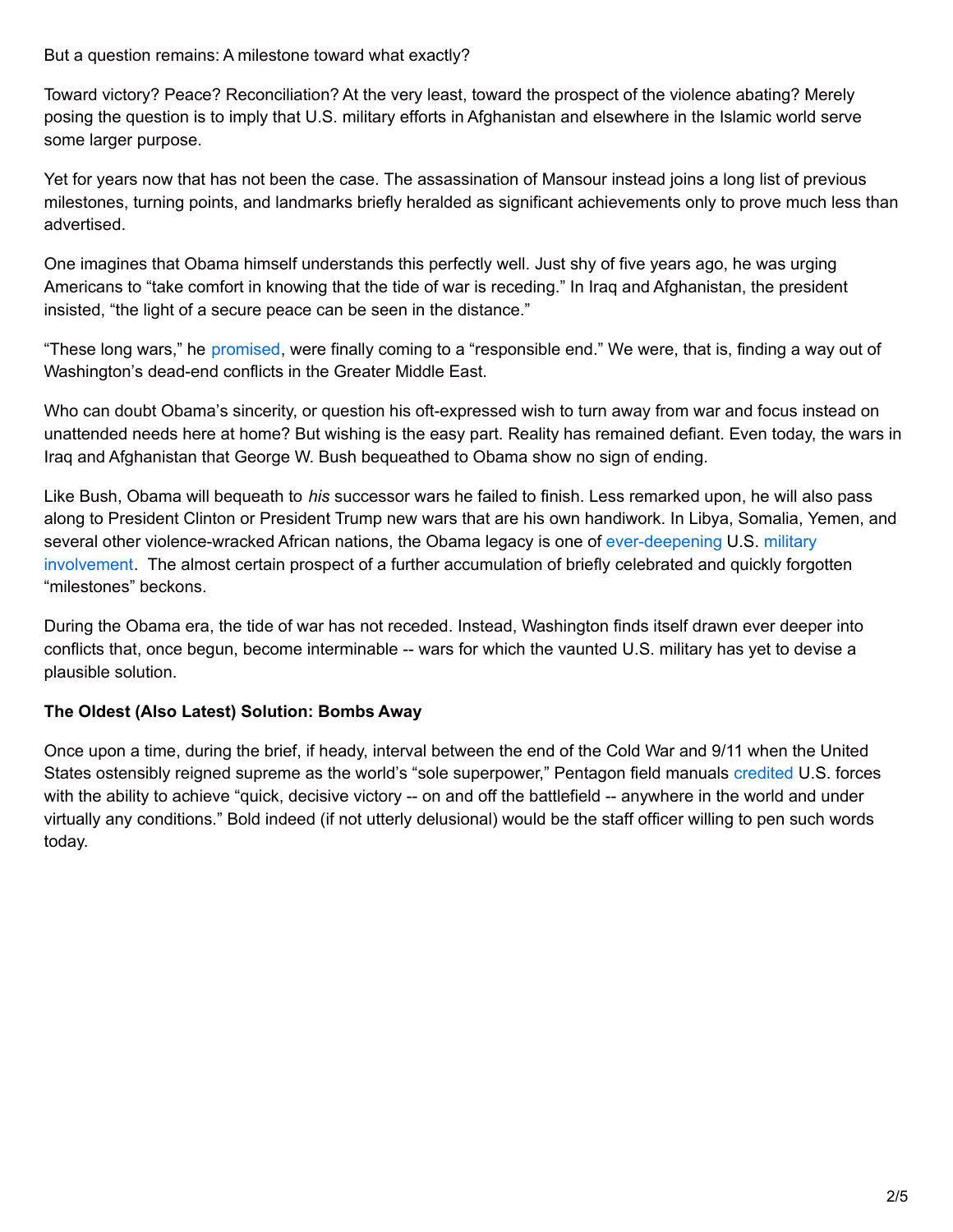But a question remains: A milestone toward what exactly?

Toward victory? Peace? Reconciliation? At the very least, toward the prospect of the violence abating? Merely posing the question is to imply that U.S. military efforts in Afghanistan and elsewhere in the Islamic world serve some larger purpose.

Yet for years now that has not been the case. The assassination of Mansour instead joins a long list of previous milestones, turning points, and landmarks briefly heralded as significant achievements only to prove much less than advertised.

One imagines that Obama himself understands this perfectly well. Just shy of five years ago, he was urging Americans to "take comfort in knowing that the tide of war is receding." In Iraq and Afghanistan, the president insisted, "the light of a secure peace can be seen in the distance."

"These long wars," he promised, were finally coming to a "responsible end." We were, that is, finding a way out of Washington's dead-end conflicts in the Greater Middle East.

Who can doubt Obama's sincerity, or question his oft-expressed wish to turn away from war and focus instead on unattended needs here at home? But wishing is the easy part. Reality has remained defiant. Even today, the wars in Iraq and Afghanistan that George W. Bush bequeathed to Obama show no sign of ending.

Like Bush, Obama will bequeath to *his* successor wars he failed to finish. Less remarked upon, he will also pass along to President Clinton or President Trump new wars that are his own handiwork. In Libya, Somalia, Yemen, and several other violence-wracked African nations, the Obama legacy is one of ever-deepening U.S. military involvement. The almost certain prospect of a further accumulation of briefly celebrated and quickly forgotten "milestones" beckons.

During the Obama era, the tide of war has not receded. Instead, Washington finds itself drawn ever deeper into conflicts that, once begun, become interminable -- wars for which the vaunted U.S. military has yet to devise a plausible solution.

**The Oldest (Also Latest) Solution: Bombs Away**

Once upon a time, during the brief, if heady, interval between the end of the Cold War and 9/11 when the United States ostensibly reigned supreme as the world's "sole superpower," Pentagon field manuals credited U.S. forces with the ability to achieve "quick, decisive victory -- on and off the battlefield -- anywhere in the world and under virtually any conditions." Bold indeed (if not utterly delusional) would be the staff officer willing to pen such words today.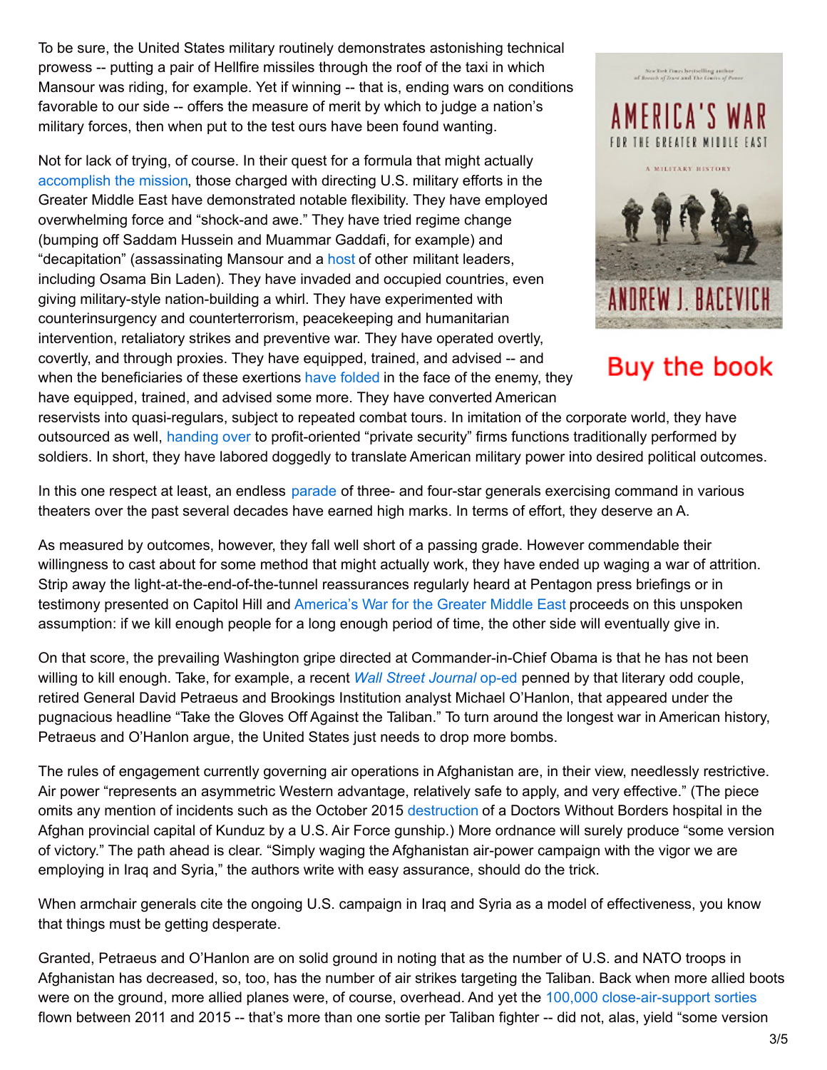To be sure, the United States military routinely demonstrates astonishing technical prowess -- putting a pair of Hellfire missiles through the roof of the taxi in which Mansour was riding, for example. Yet if winning -- that is, ending wars on conditions favorable to our side -- offers the measure of merit by which to judge a nation's military forces, then when put to the test ours have been found wanting.

Not for lack of trying, of course. In their quest for a formula that might actually accomplish the mission, those charged with directing U.S. military efforts in the Greater Middle East have demonstrated notable flexibility. They have employed overwhelming force and "shock-and awe." They have tried regime change (bumping off Saddam Hussein and Muammar Gaddafi, for example) and "decapitation" (assassinating Mansour and a host of other militant leaders, including Osama Bin Laden). They have invaded and occupied countries, even giving military-style nation-building a whirl. They have experimented with counterinsurgency and counterterrorism, peacekeeping and humanitarian intervention, retaliatory strikes and preventive war. They have operated overtly, covertly, and through proxies. They have equipped, trained, and advised -- and when the beneficiaries of these exertions have folded in the face of the enemy, they have equipped, trained, and advised some more. They have converted American reservists into quasi-regulars, subject to repeated combat tours. In imitation of the corporate world, they have outsourced as well, handing over to profit-oriented "private security" firms functions traditionally performed by soldiers. In short, they have labored doggedly to translate American military power into desired political outcomes.

Buy the book

In this one respect at least, an endless parade of three- and four-star generals exercising command in various theaters over the past several decades have earned high marks. In terms of effort, they deserve an A.

As measured by outcomes, however, they fall well short of a passing grade. However commendable their willingness to cast about for some method that might actually work, they have ended up waging a war of attrition. Strip away the light-at-the-end-of-the-tunnel reassurances regularly heard at Pentagon press briefings or in testimony presented on Capitol Hill and America's War for the Greater Middle East proceeds on this unspoken assumption: if we kill enough people for a long enough period of time, the other side will eventually give in.

On that score, the prevailing Washington gripe directed at Commander-in-Chief Obama is that he has not been willing to kill enough. Take, for example, a recent *Wall Street Journal* op-ed penned by that literary odd couple, retired General David Petraeus and Brookings Institution analyst Michael O'Hanlon, that appeared under the pugnacious headline "Take the Gloves Off Against the Taliban." To turn around the longest war in American history, Petraeus and O'Hanlon argue, the United States just needs to drop more bombs.

The rules of engagement currently governing air operations in Afghanistan are, in their view, needlessly restrictive. Air power "represents an asymmetric Western advantage, relatively safe to apply, and very effective." (The piece omits any mention of incidents such as the October 2015 destruction of a Doctors Without Borders hospital in the Afghan provincial capital of Kunduz by a U.S. Air Force gunship.) More ordnance will surely produce "some version of victory." The path ahead is clear. "Simply waging the Afghanistan air-power campaign with the vigor we are employing in Iraq and Syria," the authors write with easy assurance, should do the trick.

When armchair generals cite the ongoing U.S. campaign in Iraq and Syria as a model of effectiveness, you know that things must be getting desperate.

Granted, Petraeus and O'Hanlon are on solid ground in noting that as the number of U.S. and NATO troops in Afghanistan has decreased, so, too, has the number of air strikes targeting the Taliban. Back when more allied boots were on the ground, more allied planes were, of course, overhead. And yet the 100,000 close-air-support sorties flown between 2011 and 2015 -- that's more than one sortie per Taliban fighter -- did not, alas, yield "some version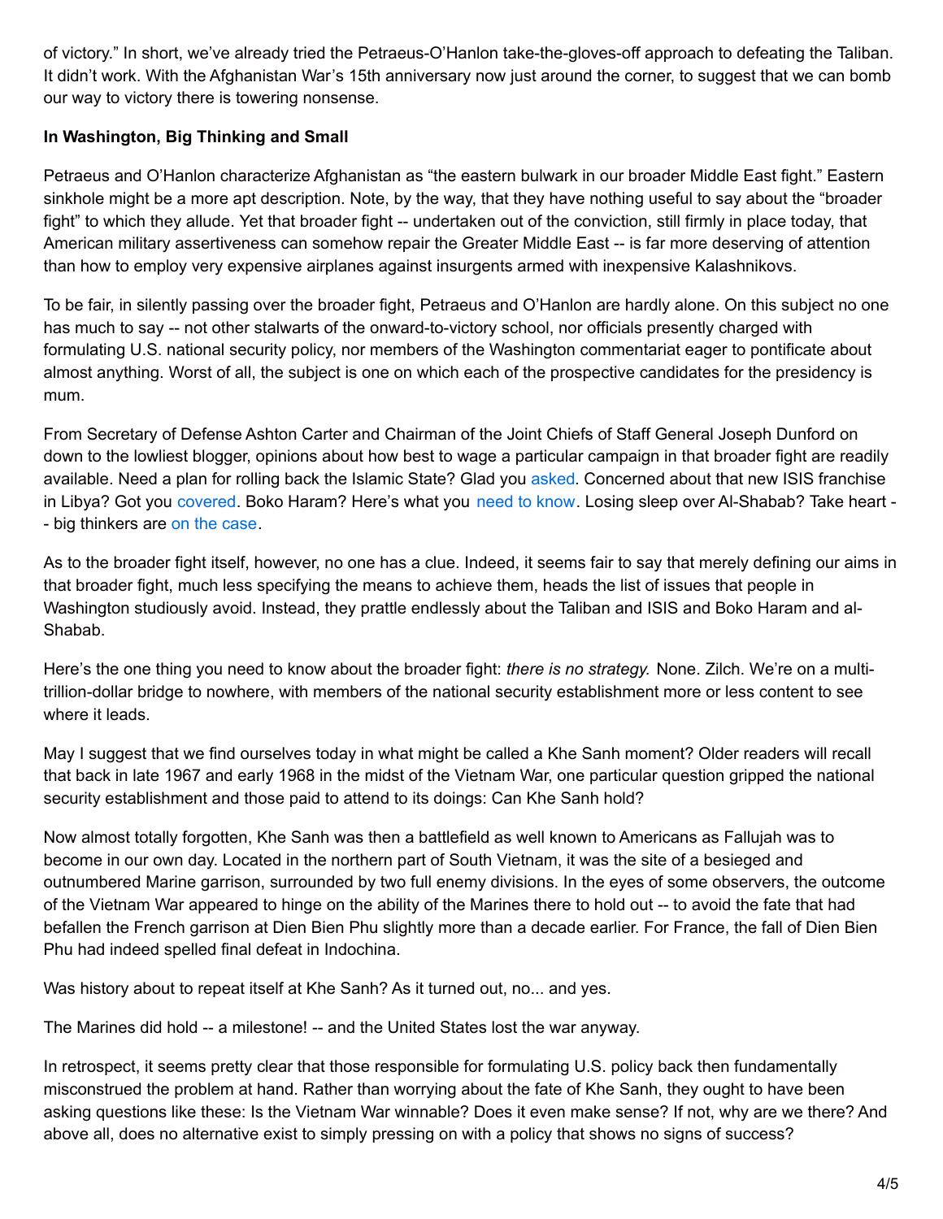of victory." In short, we've already tried the Petraeus-O'Hanlon take-the-gloves-off approach to defeating the Taliban. It didn't work. With the Afghanistan War's 15th anniversary now just around the corner, to suggest that we can bomb our way to victory there is towering nonsense.

**In Washington, Big Thinking and Small**

Petraeus and O'Hanlon characterize Afghanistan as "the eastern bulwark in our broader Middle East fight." Eastern sinkhole might be a more apt description. Note, by the way, that they have nothing useful to say about the "broader fight" to which they allude. Yet that broader fight -- undertaken out of the conviction, still firmly in place today, that American military assertiveness can somehow repair the Greater Middle East -- is far more deserving of attention than how to employ very expensive airplanes against insurgents armed with inexpensive Kalashnikovs.

To be fair, in silently passing over the broader fight, Petraeus and O'Hanlon are hardly alone. On this subject no one has much to say -- not other stalwarts of the onward-to-victory school, nor officials presently charged with formulating U.S. national security policy, nor members of the Washington commentariat eager to pontificate about almost anything. Worst of all, the subject is one on which each of the prospective candidates for the presidency is mum.

From Secretary of Defense Ashton Carter and Chairman of the Joint Chiefs of Staff General Joseph Dunford on down to the lowliest blogger, opinions about how best to wage a particular campaign in that broader fight are readily available. Need a plan for rolling back the Islamic State? Glad you asked. Concerned about that new ISIS franchise in Libya? Got you covered. Boko Haram? Here's what you need to know. Losing sleep over Al-Shabab? Take heart -- big thinkers are on the case.

As to the broader fight itself, however, no one has a clue. Indeed, it seems fair to say that merely defining our aims in that broader fight, much less specifying the means to achieve them, heads the list of issues that people in Washington studiously avoid. Instead, they prattle endlessly about the Taliban and ISIS and Boko Haram and al-Shabab.

Here's the one thing you need to know about the broader fight: *there is no strategy.* None. Zilch. We're on a multi-trillion-dollar bridge to nowhere, with members of the national security establishment more or less content to see where it leads.

May I suggest that we find ourselves today in what might be called a Khe Sanh moment? Older readers will recall that back in late 1967 and early 1968 in the midst of the Vietnam War, one particular question gripped the national security establishment and those paid to attend to its doings: Can Khe Sanh hold?

Now almost totally forgotten, Khe Sanh was then a battlefield as well known to Americans as Fallujah was to become in our own day. Located in the northern part of South Vietnam, it was the site of a besieged and outnumbered Marine garrison, surrounded by two full enemy divisions. In the eyes of some observers, the outcome of the Vietnam War appeared to hinge on the ability of the Marines there to hold out -- to avoid the fate that had befallen the French garrison at Dien Bien Phu slightly more than a decade earlier. For France, the fall of Dien Bien Phu had indeed spelled final defeat in Indochina.

Was history about to repeat itself at Khe Sanh? As it turned out, no... and yes.

The Marines did hold -- a milestone! -- and the United States lost the war anyway.

In retrospect, it seems pretty clear that those responsible for formulating U.S. policy back then fundamentally misconstrued the problem at hand. Rather than worrying about the fate of Khe Sanh, they ought to have been asking questions like these: Is the Vietnam War winnable? Does it even make sense? If not, why are we there? And above all, does no alternative exist to simply pressing on with a policy that shows no signs of success?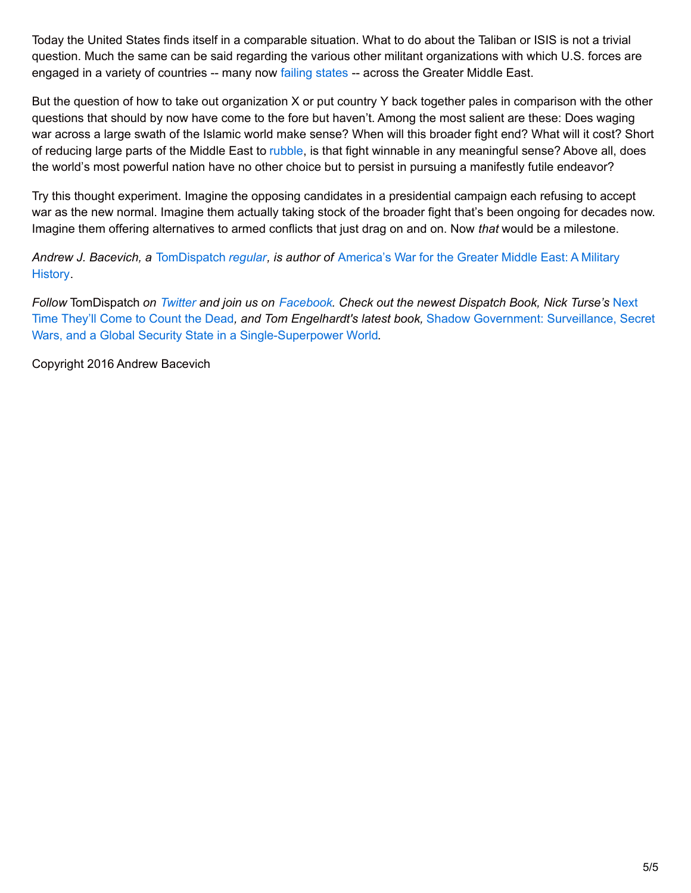Today the United States finds itself in a comparable situation. What to do about the Taliban or ISIS is not a trivial question. Much the same can be said regarding the various other militant organizations with which U.S. forces are engaged in a variety of countries -- many now failing states -- across the Greater Middle East.

But the question of how to take out organization X or put country Y back together pales in comparison with the other questions that should by now have come to the fore but haven't. Among the most salient are these: Does waging war across a large swath of the Islamic world make sense? When will this broader fight end? What will it cost? Short of reducing large parts of the Middle East to rubble, is that fight winnable in any meaningful sense? Above all, does the world's most powerful nation have no other choice but to persist in pursuing a manifestly futile endeavor?

Try this thought experiment. Imagine the opposing candidates in a presidential campaign each refusing to accept war as the new normal. Imagine them actually taking stock of the broader fight that's been ongoing for decades now. Imagine them offering alternatives to armed conflicts that just drag on and on. Now *that* would be a milestone.

*Andrew J. Bacevich, a* TomDispatch *regular, is author of* America's War for the Greater Middle East: A Military History.

*Follow* TomDispatch *on Twitter and join us on Facebook. Check out the newest Dispatch Book, Nick Turse's* Next Time They'll Come to Count the Dead*, and Tom Engelhardt's latest book,* Shadow Government: Surveillance, Secret Wars, and a Global Security State in a Single-Superpower World*.*

Copyright 2016 Andrew Bacevich